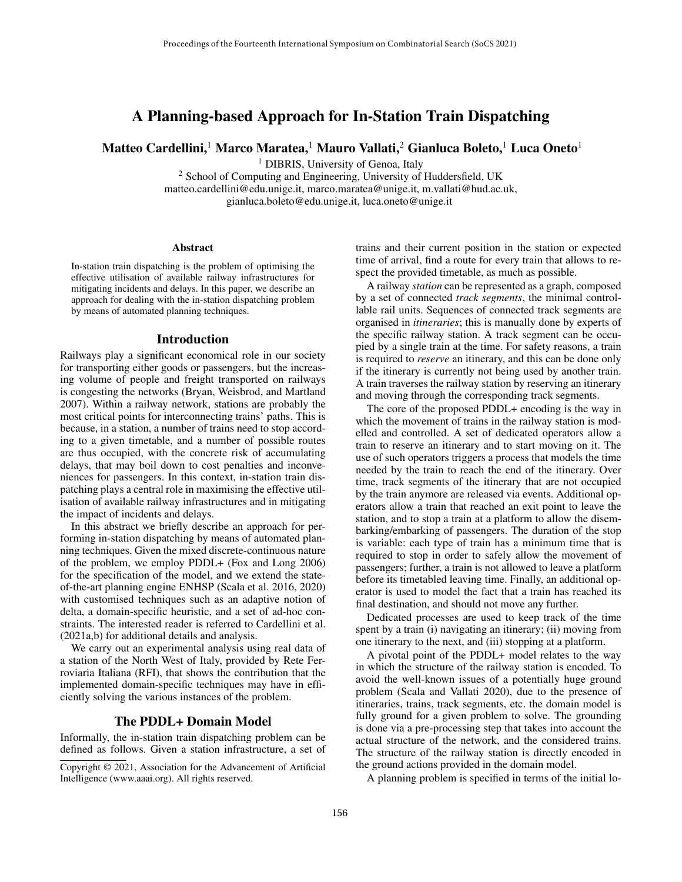# A Planning-based Approach for In-Station Train Dispatching

**Matteo Cardellini,[1] Marco Maratea,[1] Mauro Vallati,[2] Gianluca Boleto,[1] Luca Oneto[1]**

[1] DIBRIS, University of Genoa, Italy
[2] School of Computing and Engineering, University of Huddersfield, UK
matteo.cardellini@edu.unige.it, marco.maratea@unige.it, m.vallati@hud.ac.uk,
gianluca.boleto@edu.unige.it, luca.oneto@unige.it

### Abstract

In-station train dispatching is the problem of optimising the effective utilisation of available railway infrastructures for mitigating incidents and delays. In this paper, we describe an approach for dealing with the in-station dispatching problem by means of automated planning techniques.

## Introduction

Railways play a significant economical role in our society for transporting either goods or passengers, but the increasing volume of people and freight transported on railways is congesting the networks (Bryan, Weisbrod, and Martland 2007). Within a railway network, stations are probably the most critical points for interconnecting trains' paths. This is because, in a station, a number of trains need to stop according to a given timetable, and a number of possible routes are thus occupied, with the concrete risk of accumulating delays, that may boil down to cost penalties and inconveniences for passengers. In this context, in-station train dispatching plays a central role in maximising the effective utilisation of available railway infrastructures and in mitigating the impact of incidents and delays.

In this abstract we briefly describe an approach for performing in-station dispatching by means of automated planning techniques. Given the mixed discrete-continuous nature of the problem, we employ PDDL+ (Fox and Long 2006) for the specification of the model, and we extend the state-of-the-art planning engine ENHSP (Scala et al. 2016, 2020) with customised techniques such as an adaptive notion of delta, a domain-specific heuristic, and a set of ad-hoc constraints. The interested reader is referred to Cardellini et al. (2021a,b) for additional details and analysis.

We carry out an experimental analysis using real data of a station of the North West of Italy, provided by Rete Ferroviaria Italiana (RFI), that shows the contribution that the implemented domain-specific techniques may have in efficiently solving the various instances of the problem.

## The PDDL+ Domain Model

Informally, the in-station train dispatching problem can be defined as follows. Given a station infrastructure, a set of trains and their current position in the station or expected time of arrival, find a route for every train that allows to respect the provided timetable, as much as possible.

A railway *station* can be represented as a graph, composed by a set of connected *track segments*, the minimal controllable rail units. Sequences of connected track segments are organised in *itineraries*; this is manually done by experts of the specific railway station. A track segment can be occupied by a single train at the time. For safety reasons, a train is required to *reserve* an itinerary, and this can be done only if the itinerary is currently not being used by another train. A train traverses the railway station by reserving an itinerary and moving through the corresponding track segments.

The core of the proposed PDDL+ encoding is the way in which the movement of trains in the railway station is modelled and controlled. A set of dedicated operators allow a train to reserve an itinerary and to start moving on it. The use of such operators triggers a process that models the time needed by the train to reach the end of the itinerary. Over time, track segments of the itinerary that are not occupied by the train anymore are released via events. Additional operators allow a train that reached an exit point to leave the station, and to stop a train at a platform to allow the disembarking/embarking of passengers. The duration of the stop is variable: each type of train has a minimum time that is required to stop in order to safely allow the movement of passengers; further, a train is not allowed to leave a platform before its timetabled leaving time. Finally, an additional operator is used to model the fact that a train has reached its final destination, and should not move any further.

Dedicated processes are used to keep track of the time spent by a train (i) navigating an itinerary; (ii) moving from one itinerary to the next, and (iii) stopping at a platform.

A pivotal point of the PDDL+ model relates to the way in which the structure of the railway station is encoded. To avoid the well-known issues of a potentially huge ground problem (Scala and Vallati 2020), due to the presence of itineraries, trains, track segments, etc. the domain model is fully ground for a given problem to solve. The grounding is done via a pre-processing step that takes into account the actual structure of the network, and the considered trains. The structure of the railway station is directly encoded in the ground actions provided in the domain model.

A planning problem is specified in terms of the initial lo-

Copyright © 2021, Association for the Advancement of Artificial Intelligence (www.aaai.org). All rights reserved.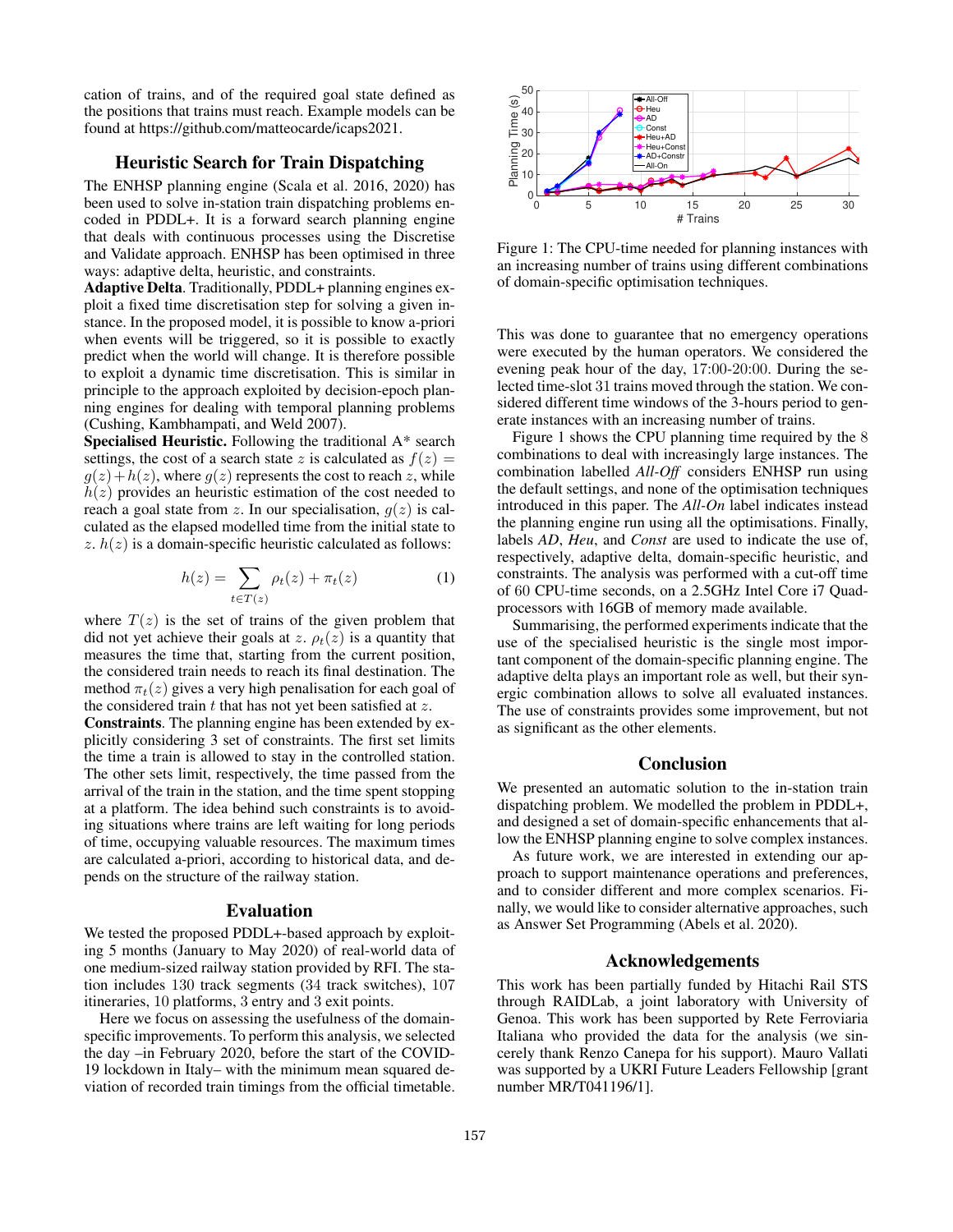cation of trains, and of the required goal state defined as the positions that trains must reach. Example models can be found at https://github.com/matteocarde/icaps2021.

## Heuristic Search for Train Dispatching

The ENHSP planning engine (Scala et al. 2016, 2020) has been used to solve in-station train dispatching problems encoded in PDDL+. It is a forward search planning engine that deals with continuous processes using the Discretise and Validate approach. ENHSP has been optimised in three ways: adaptive delta, heuristic, and constraints.

**Adaptive Delta**. Traditionally, PDDL+ planning engines exploit a fixed time discretisation step for solving a given instance. In the proposed model, it is possible to know a-priori when events will be triggered, so it is possible to exactly predict when the world will change. It is therefore possible to exploit a dynamic time discretisation. This is similar in principle to the approach exploited by decision-epoch planning engines for dealing with temporal planning problems (Cushing, Kambhampati, and Weld 2007).

**Specialised Heuristic.** Following the traditional A* search settings, the cost of a search state $z$ is calculated as $f(z) = g(z) + h(z)$, where $g(z)$ represents the cost to reach $z$, while $h(z)$ provides an heuristic estimation of the cost needed to reach a goal state from $z$. In our specialisation, $g(z)$ is calculated as the elapsed modelled time from the initial state to $z$. $h(z)$ is a domain-specific heuristic calculated as follows:

$$h(z) = \sum_{t \in T(z)} \rho_t(z) + \pi_t(z) \tag{1}$$

where $T(z)$ is the set of trains of the given problem that did not yet achieve their goals at $z$. $\rho_t(z)$ is a quantity that measures the time that, starting from the current position, the considered train needs to reach its final destination. The method $\pi_t(z)$ gives a very high penalisation for each goal of the considered train $t$ that has not yet been satisfied at $z$.

**Constraints**. The planning engine has been extended by explicitly considering 3 set of constraints. The first set limits the time a train is allowed to stay in the controlled station. The other sets limit, respectively, the time passed from the arrival of the train in the station, and the time spent stopping at a platform. The idea behind such constraints is to avoiding situations where trains are left waiting for long periods of time, occupying valuable resources. The maximum times are calculated a-priori, according to historical data, and depends on the structure of the railway station.

## Evaluation

We tested the proposed PDDL+-based approach by exploiting 5 months (January to May 2020) of real-world data of one medium-sized railway station provided by RFI. The station includes 130 track segments (34 track switches), 107 itineraries, 10 platforms, 3 entry and 3 exit points.

Here we focus on assessing the usefulness of the domain-specific improvements. To perform this analysis, we selected the day –in February 2020, before the start of the COVID-19 lockdown in Italy– with the minimum mean squared deviation of recorded train timings from the official timetable.

Figure 1: The CPU-time needed for planning instances with an increasing number of trains using different combinations of domain-specific optimisation techniques.

This was done to guarantee that no emergency operations were executed by the human operators. We considered the evening peak hour of the day, 17:00-20:00. During the selected time-slot 31 trains moved through the station. We considered different time windows of the 3-hours period to generate instances with an increasing number of trains.

Figure 1 shows the CPU planning time required by the 8 combinations to deal with increasingly large instances. The combination labelled *All-Off* considers ENHSP run using the default settings, and none of the optimisation techniques introduced in this paper. The *All-On* label indicates instead the planning engine run using all the optimisations. Finally, labels *AD*, *Heu*, and *Const* are used to indicate the use of, respectively, adaptive delta, domain-specific heuristic, and constraints. The analysis was performed with a cut-off time of 60 CPU-time seconds, on a 2.5GHz Intel Core i7 Quad-processors with 16GB of memory made available.

Summarising, the performed experiments indicate that the use of the specialised heuristic is the single most important component of the domain-specific planning engine. The adaptive delta plays an important role as well, but their synergic combination allows to solve all evaluated instances. The use of constraints provides some improvement, but not as significant as the other elements.

## Conclusion

We presented an automatic solution to the in-station train dispatching problem. We modelled the problem in PDDL+, and designed a set of domain-specific enhancements that allow the ENHSP planning engine to solve complex instances.

As future work, we are interested in extending our approach to support maintenance operations and preferences, and to consider different and more complex scenarios. Finally, we would like to consider alternative approaches, such as Answer Set Programming (Abels et al. 2020).

## Acknowledgements

This work has been partially funded by Hitachi Rail STS through RAIDLab, a joint laboratory with University of Genoa. This work has been supported by Rete Ferroviaria Italiana who provided the data for the analysis (we sincerely thank Renzo Canepa for his support). Mauro Vallati was supported by a UKRI Future Leaders Fellowship [grant number MR/T041196/1].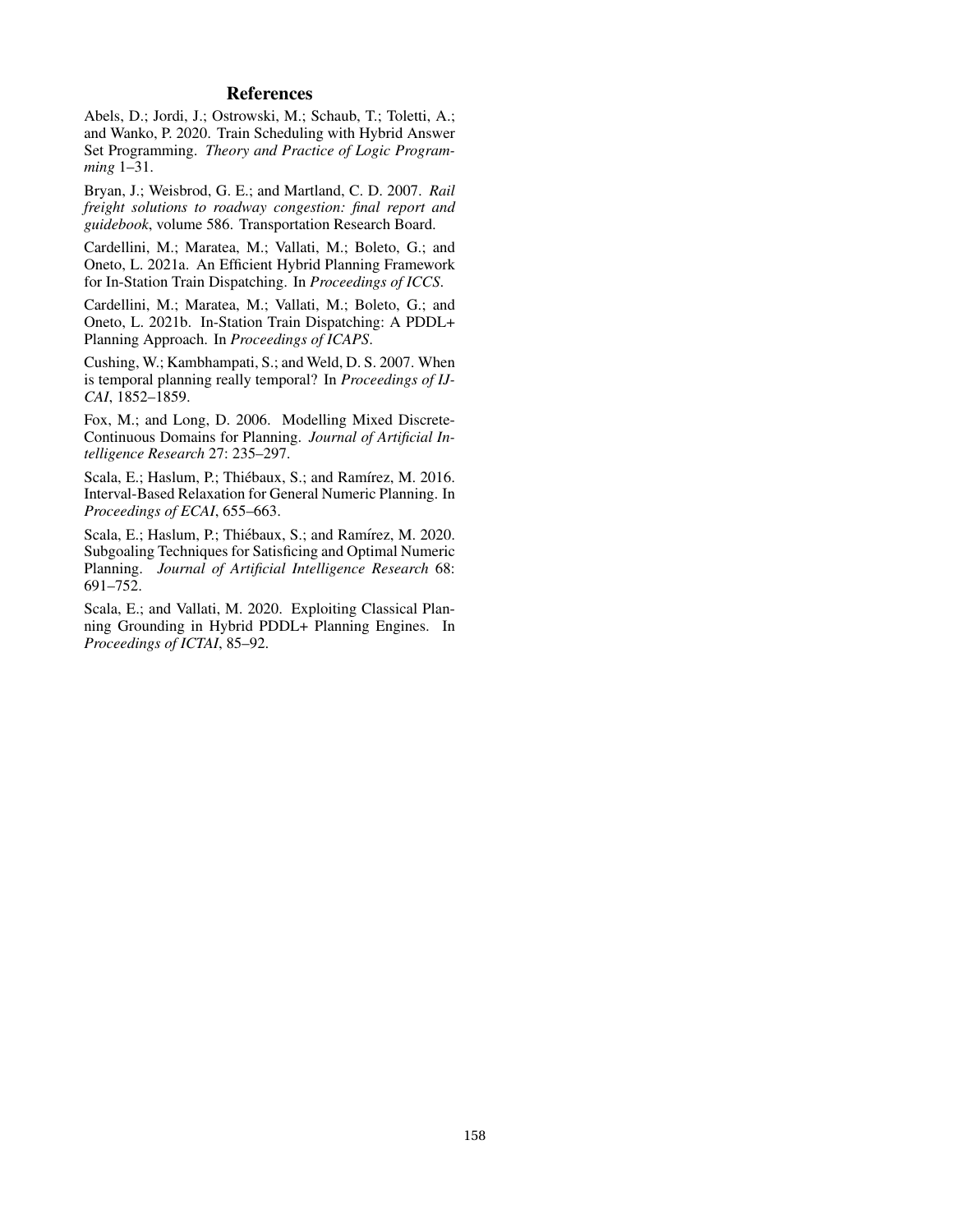## References

Abels, D.; Jordi, J.; Ostrowski, M.; Schaub, T.; Toletti, A.; and Wanko, P. 2020. Train Scheduling with Hybrid Answer Set Programming. *Theory and Practice of Logic Programming* 1–31.

Bryan, J.; Weisbrod, G. E.; and Martland, C. D. 2007. *Rail freight solutions to roadway congestion: final report and guidebook*, volume 586. Transportation Research Board.

Cardellini, M.; Maratea, M.; Vallati, M.; Boleto, G.; and Oneto, L. 2021a. An Efficient Hybrid Planning Framework for In-Station Train Dispatching. In *Proceedings of ICCS*.

Cardellini, M.; Maratea, M.; Vallati, M.; Boleto, G.; and Oneto, L. 2021b. In-Station Train Dispatching: A PDDL+ Planning Approach. In *Proceedings of ICAPS*.

Cushing, W.; Kambhampati, S.; and Weld, D. S. 2007. When is temporal planning really temporal? In *Proceedings of IJCAI*, 1852–1859.

Fox, M.; and Long, D. 2006. Modelling Mixed Discrete-Continuous Domains for Planning. *Journal of Artificial Intelligence Research* 27: 235–297.

Scala, E.; Haslum, P.; Thiébaux, S.; and Ramírez, M. 2016. Interval-Based Relaxation for General Numeric Planning. In *Proceedings of ECAI*, 655–663.

Scala, E.; Haslum, P.; Thiébaux, S.; and Ramírez, M. 2020. Subgoaling Techniques for Satisficing and Optimal Numeric Planning. *Journal of Artificial Intelligence Research* 68: 691–752.

Scala, E.; and Vallati, M. 2020. Exploiting Classical Planning Grounding in Hybrid PDDL+ Planning Engines. In *Proceedings of ICTAI*, 85–92.